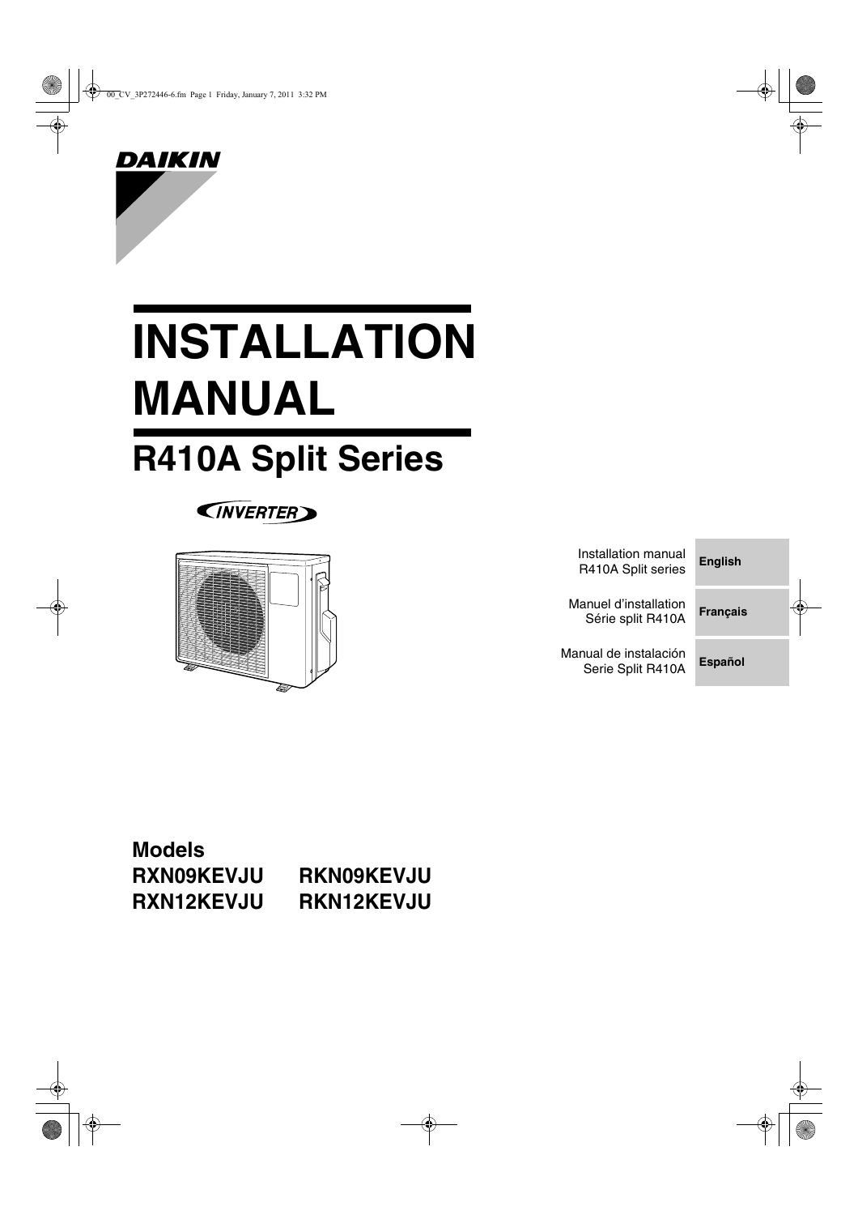DAIKIN

# INSTALLATION MANUAL

## R410A Split Series

INVERTER

| | |
|---|---|
| Installation manual R410A Split series | **English** |
| Manuel d'installation Série split R410A | **Français** |
| Manual de instalación Serie Split R410A | **Español** |

**Models**

| | |
|---|---|
| **RXN09KEVJU** | **RKN09KEVJU** |
| **RXN12KEVJU** | **RKN12KEVJU** |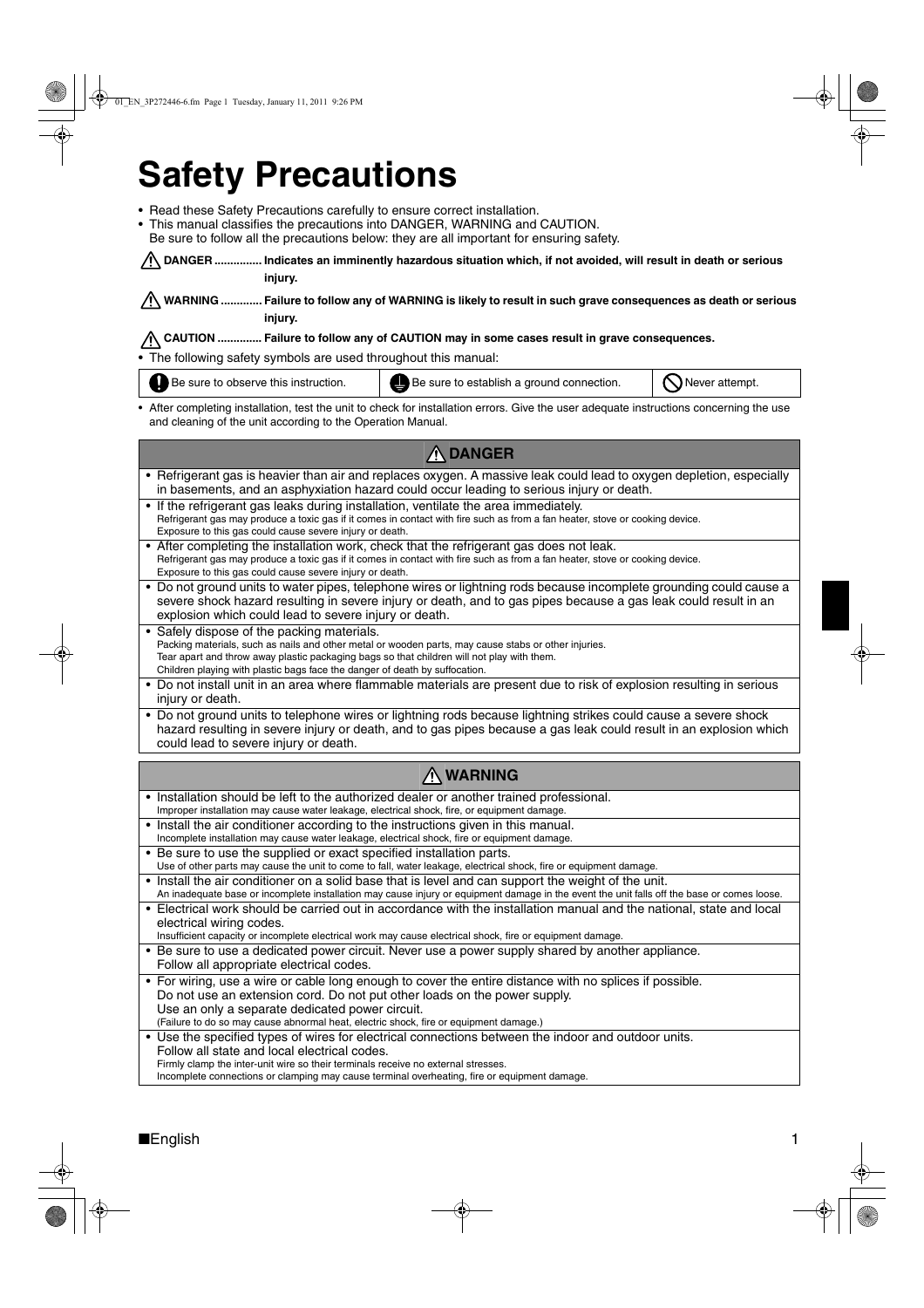# Safety Precautions

- Read these Safety Precautions carefully to ensure correct installation.
- This manual classifies the precautions into DANGER, WARNING and CAUTION.
  Be sure to follow all the precautions below: they are all important for ensuring safety.

⚠ **DANGER ............... Indicates an imminently hazardous situation which, if not avoided, will result in death or serious injury.**

⚠ **WARNING ............. Failure to follow any of WARNING is likely to result in such grave consequences as death or serious injury.**

⚠ **CAUTION .............. Failure to follow any of CAUTION may in some cases result in grave consequences.**

- The following safety symbols are used throughout this manual:

| Be sure to observe this instruction. | Be sure to establish a ground connection. | Never attempt. |
|---|---|---|

- After completing installation, test the unit to check for installation errors. Give the user adequate instructions concerning the use and cleaning of the unit according to the Operation Manual.

## ⚠ DANGER

- Refrigerant gas is heavier than air and replaces oxygen. A massive leak could lead to oxygen depletion, especially in basements, and an asphyxiation hazard could occur leading to serious injury or death.
- If the refrigerant gas leaks during installation, ventilate the area immediately.
  Refrigerant gas may produce a toxic gas if it comes in contact with fire such as from a fan heater, stove or cooking device.
  Exposure to this gas could cause severe injury or death.
- After completing the installation work, check that the refrigerant gas does not leak.
  Refrigerant gas may produce a toxic gas if it comes in contact with fire such as from a fan heater, stove or cooking device.
  Exposure to this gas could cause severe injury or death.
- Do not ground units to water pipes, telephone wires or lightning rods because incomplete grounding could cause a severe shock hazard resulting in severe injury or death, and to gas pipes because a gas leak could result in an explosion which could lead to severe injury or death.
- Safely dispose of the packing materials.
  Packing materials, such as nails and other metal or wooden parts, may cause stabs or other injuries.
  Tear apart and throw away plastic packaging bags so that children will not play with them.
  Children playing with plastic bags face the danger of death by suffocation.
- Do not install unit in an area where flammable materials are present due to risk of explosion resulting in serious injury or death.
- Do not ground units to telephone wires or lightning rods because lightning strikes could cause a severe shock hazard resulting in severe injury or death, and to gas pipes because a gas leak could result in an explosion which could lead to severe injury or death.

## ⚠ WARNING

- Installation should be left to the authorized dealer or another trained professional.
  Improper installation may cause water leakage, electrical shock, fire, or equipment damage.
- Install the air conditioner according to the instructions given in this manual.
  Incomplete installation may cause water leakage, electrical shock, fire or equipment damage.
- Be sure to use the supplied or exact specified installation parts.
  Use of other parts may cause the unit to come to fall, water leakage, electrical shock, fire or equipment damage.
- Install the air conditioner on a solid base that is level and can support the weight of the unit.
  An inadequate base or incomplete installation may cause injury or equipment damage in the event the unit falls off the base or comes loose.
- Electrical work should be carried out in accordance with the installation manual and the national, state and local electrical wiring codes.
  Insufficient capacity or incomplete electrical work may cause electrical shock, fire or equipment damage.
- Be sure to use a dedicated power circuit. Never use a power supply shared by another appliance.
  Follow all appropriate electrical codes.
- For wiring, use a wire or cable long enough to cover the entire distance with no splices if possible.
  Do not use an extension cord. Do not put other loads on the power supply.
  Use an only a separate dedicated power circuit.
  (Failure to do so may cause abnormal heat, electric shock, fire or equipment damage.)
- Use the specified types of wires for electrical connections between the indoor and outdoor units.
  Follow all state and local electrical codes.
  Firmly clamp the inter-unit wire so their terminals receive no external stresses.
  Incomplete connections or clamping may cause terminal overheating, fire or equipment damage.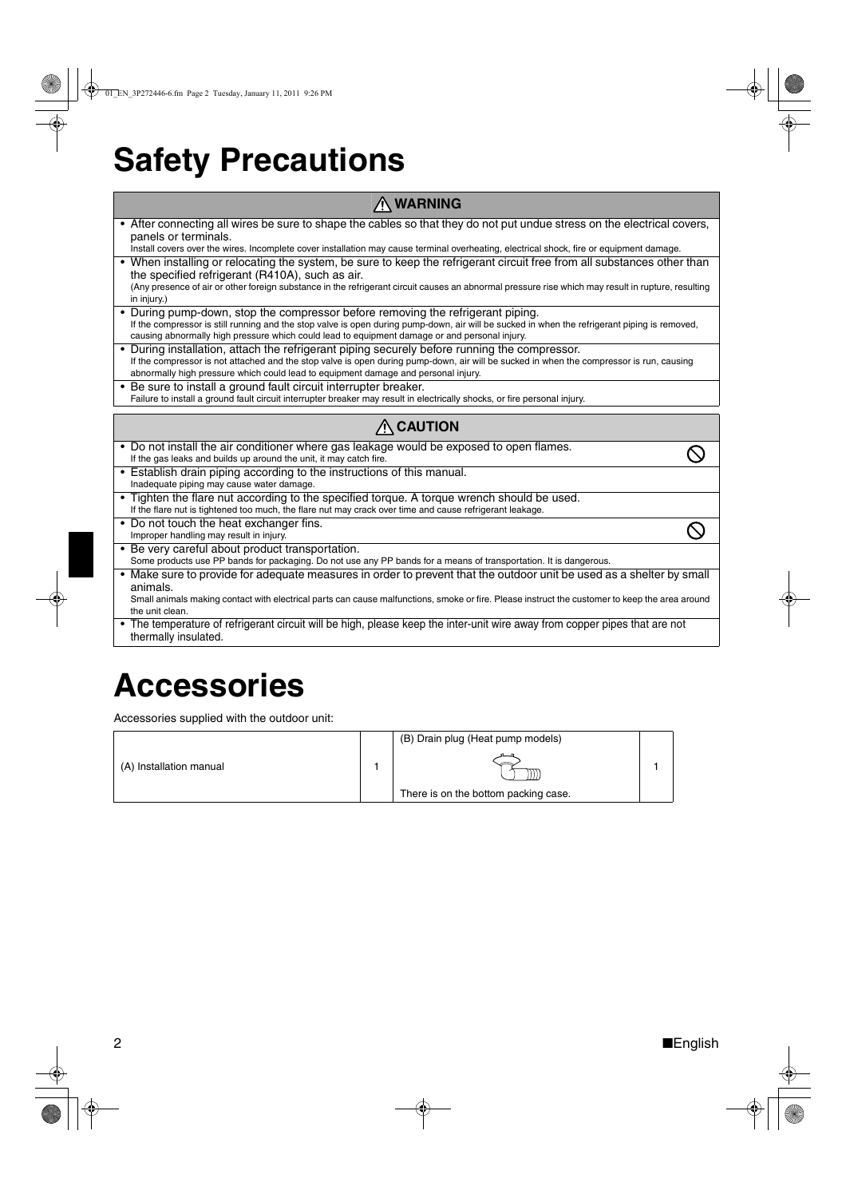# Safety Precautions

## ⚠ WARNING

- After connecting all wires be sure to shape the cables so that they do not put undue stress on the electrical covers, panels or terminals.
  Install covers over the wires. Incomplete cover installation may cause terminal overheating, electrical shock, fire or equipment damage.
- When installing or relocating the system, be sure to keep the refrigerant circuit free from all substances other than the specified refrigerant (R410A), such as air.
  (Any presence of air or other foreign substance in the refrigerant circuit causes an abnormal pressure rise which may result in rupture, resulting in injury.)
- During pump-down, stop the compressor before removing the refrigerant piping.
  If the compressor is still running and the stop valve is open during pump-down, air will be sucked in when the refrigerant piping is removed, causing abnormally high pressure which could lead to equipment damage and personal injury.
- During installation, attach the refrigerant piping securely before running the compressor.
  If the compressor is not attached and the stop valve is open during pump-down, air will be sucked in when the compressor is run, causing abnormally high pressure which could lead to equipment damage and personal injury.
- Be sure to install a ground fault circuit interrupter breaker.
  Failure to install a ground fault circuit interrupter breaker may result in electrically shocks, or fire personal injury.

## ⚠ CAUTION

- Do not install the air conditioner where gas leakage would be exposed to open flames. ⃠
  If the gas leaks and builds up around the unit, it may catch fire.
- Establish drain piping according to the instructions of this manual.
  Inadequate piping may cause water damage.
- Tighten the flare nut according to the specified torque. A torque wrench should be used.
  If the flare nut is tightened too much, the flare nut may crack over time and cause refrigerant leakage.
- Do not touch the heat exchanger fins. ⃠
  Improper handling may result in injury.
- Be very careful about product transportation.
  Some products use PP bands for packaging. Do not use any PP bands for a means of transportation. It is dangerous.
- Make sure to provide for adequate measures in order to prevent that the outdoor unit be used as a shelter by small animals.
  Small animals making contact with electrical parts can cause malfunctions, smoke or fire. Please instruct the customer to keep the area around the unit clean.
- The temperature of refrigerant circuit will be high, please keep the inter-unit wire away from copper pipes that are not thermally insulated.

# Accessories

Accessories supplied with the outdoor unit:

| (A) Installation manual | 1 | (B) Drain plug (Heat pump models)<br>There is on the bottom packing case. | 1 |
|---|---|---|---|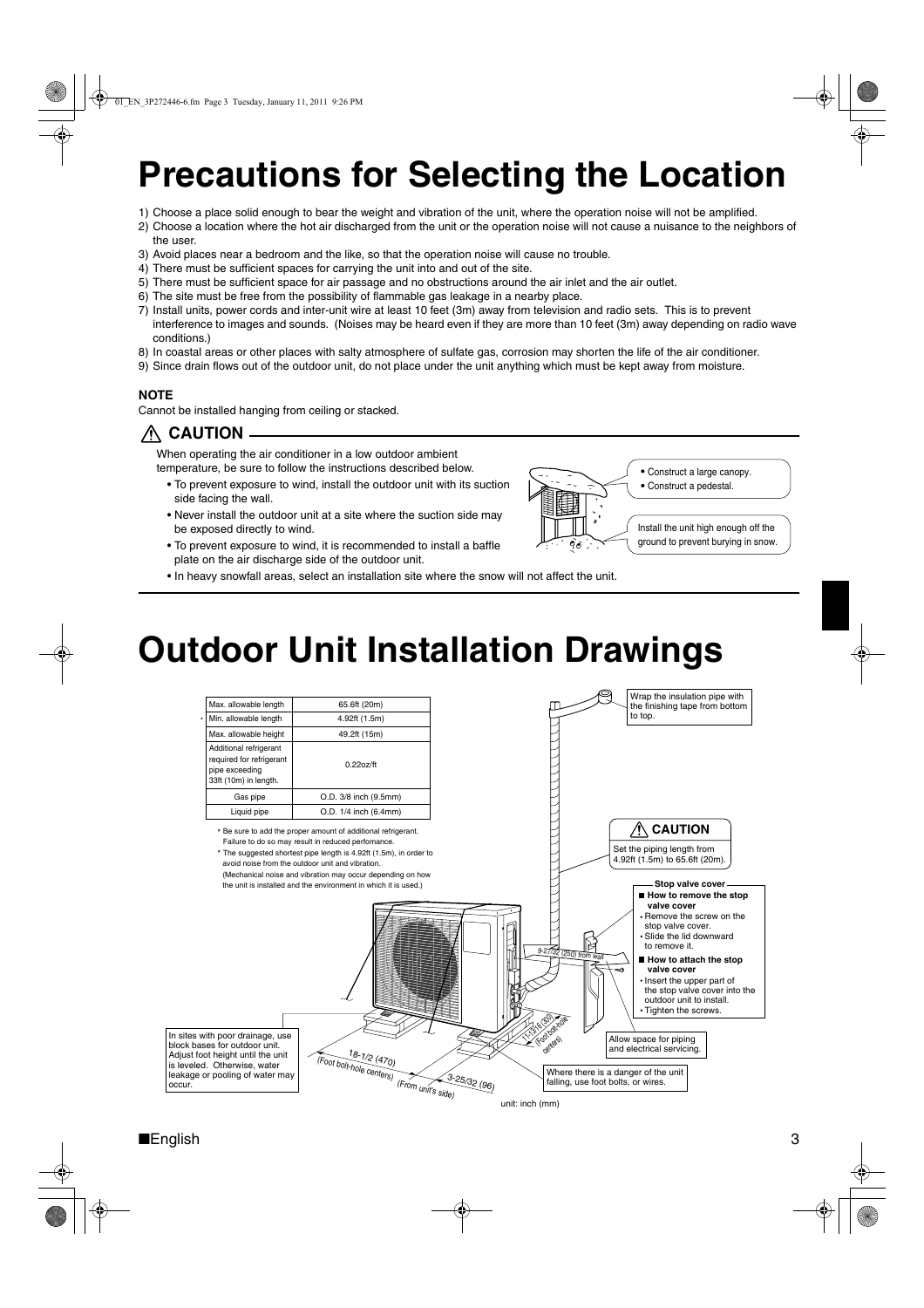# Precautions for Selecting the Location

1) Choose a place solid enough to bear the weight and vibration of the unit, where the operation noise will not be amplified.
2) Choose a location where the hot air discharged from the unit or the operation noise will not cause a nuisance to the neighbors of the user.
3) Avoid places near a bedroom and the like, so that the operation noise will cause no trouble.
4) There must be sufficient spaces for carrying the unit into and out of the site.
5) There must be sufficient space for air passage and no obstructions around the air inlet and the air outlet.
6) The site must be free from the possibility of flammable gas leakage in a nearby place.
7) Install units, power cords and inter-unit wire at least 10 feet (3m) away from television and radio sets. This is to prevent interference to images and sounds. (Noises may be heard even if they are more than 10 feet (3m) away depending on radio wave conditions.)
8) In coastal areas or other places with salty atmosphere of sulfate gas, corrosion may shorten the life of the air conditioner.
9) Since drain flows out of the outdoor unit, do not place under the unit anything which must be kept away from moisture.

**NOTE**

Cannot be installed hanging from ceiling or stacked.

**⚠ CAUTION**

When operating the air conditioner in a low outdoor ambient temperature, be sure to follow the instructions described below.

- To prevent exposure to wind, install the outdoor unit with its suction side facing the wall.
- Never install the outdoor unit at a site where the suction side may be exposed directly to wind.
- To prevent exposure to wind, it is recommended to install a baffle plate on the air discharge side of the outdoor unit.
- In heavy snowfall areas, select an installation site where the snow will not affect the unit.

- Construct a large canopy.
- Construct a pedestal.

Install the unit high enough off the ground to prevent burying in snow.

# Outdoor Unit Installation Drawings

| Max. allowable length | 65.6ft (20m) |
|---|---|
| * Min. allowable length | 4.92ft (1.5m) |
| Max. allowable height | 49.2ft (15m) |
| Additional refrigerant required for refrigerant pipe exceeding 33ft (10m) in length. | 0.22oz/ft |
| Gas pipe | O.D. 3/8 inch (9.5mm) |
| Liquid pipe | O.D. 1/4 inch (6.4mm) |

* Be sure to add the proper amount of additional refrigerant. Failure to do so may result in reduced perfomance.
* The suggested shortest pipe length is 4.92ft (1.5m), in order to avoid noise from the outdoor unit and vibration. (Mechanical noise and vibration may occur depending on how the unit is installed and the environment in which it is used.)

Wrap the insulation pipe with the finishing tape from bottom to top.

**⚠ CAUTION**

Set the piping length from 4.92ft (1.5m) to 65.6ft (20m).

**Stop valve cover**

- **How to remove the stop valve cover**
  - Remove the screw on the stop valve cover.
  - Slide the lid downward to remove it.
- **How to attach the stop valve cover**
  - Insert the upper part of the stop valve cover into the outdoor unit to install.
  - Tighten the screws.

9-27/32 (250) from wall

11-13/16 (300) (Foot bolt-hole centers)

18-1/2 (470) (Foot bolt-hole centers)

3-25/32 (96) (From unit's side)

In sites with poor drainage, use block bases for outdoor unit. Adjust foot height until the unit is leveled. Otherwise, water leakage or pooling of water may occur.

Allow space for piping and electrical servicing.

Where there is a danger of the unit falling, use foot bolts, or wires.

unit: inch (mm)

■English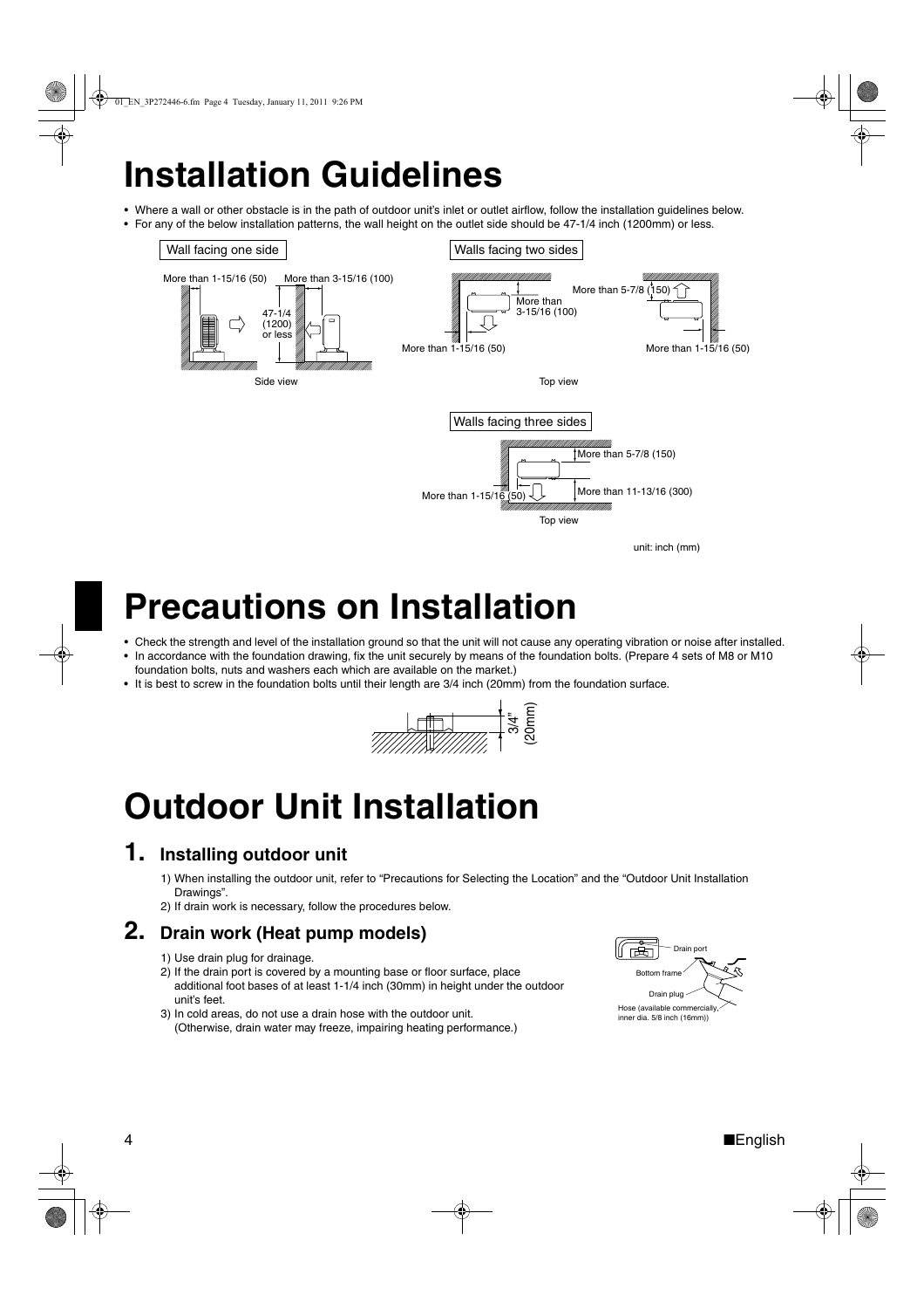# Installation Guidelines

- Where a wall or other obstacle is in the path of outdoor unit's inlet or outlet airflow, follow the installation guidelines below.
- For any of the below installation patterns, the wall height on the outlet side should be 47-1/4 inch (1200mm) or less.

**Wall facing one side**

More than 1-15/16 (50)
More than 3-15/16 (100)
47-1/4 (1200) or less

Side view

**Walls facing two sides**

More than 3-15/16 (100)
More than 1-15/16 (50)
More than 5-7/8 (150)
More than 1-15/16 (50)

Top view

**Walls facing three sides**

More than 5-7/8 (150)
More than 1-15/16 (50)
More than 11-13/16 (300)

Top view

unit: inch (mm)

# Precautions on Installation

- Check the strength and level of the installation ground so that the unit will not cause any operating vibration or noise after installed.
- In accordance with the foundation drawing, fix the unit securely by means of the foundation bolts. (Prepare 4 sets of M8 or M10 foundation bolts, nuts and washers each which are available on the market.)
- It is best to screw in the foundation bolts until their length are 3/4 inch (20mm) from the foundation surface.

3/4" (20mm)

# Outdoor Unit Installation

## 1. Installing outdoor unit

1) When installing the outdoor unit, refer to "Precautions for Selecting the Location" and the "Outdoor Unit Installation Drawings".
2) If drain work is necessary, follow the procedures below.

## 2. Drain work (Heat pump models)

1) Use drain plug for drainage.
2) If the drain port is covered by a mounting base or floor surface, place additional foot bases of at least 1-1/4 inch (30mm) in height under the outdoor unit's feet.
3) In cold areas, do not use a drain hose with the outdoor unit. (Otherwise, drain water may freeze, impairing heating performance.)

Drain port
Bottom frame
Drain plug
Hose (available commercially, inner dia. 5/8 inch (16mm))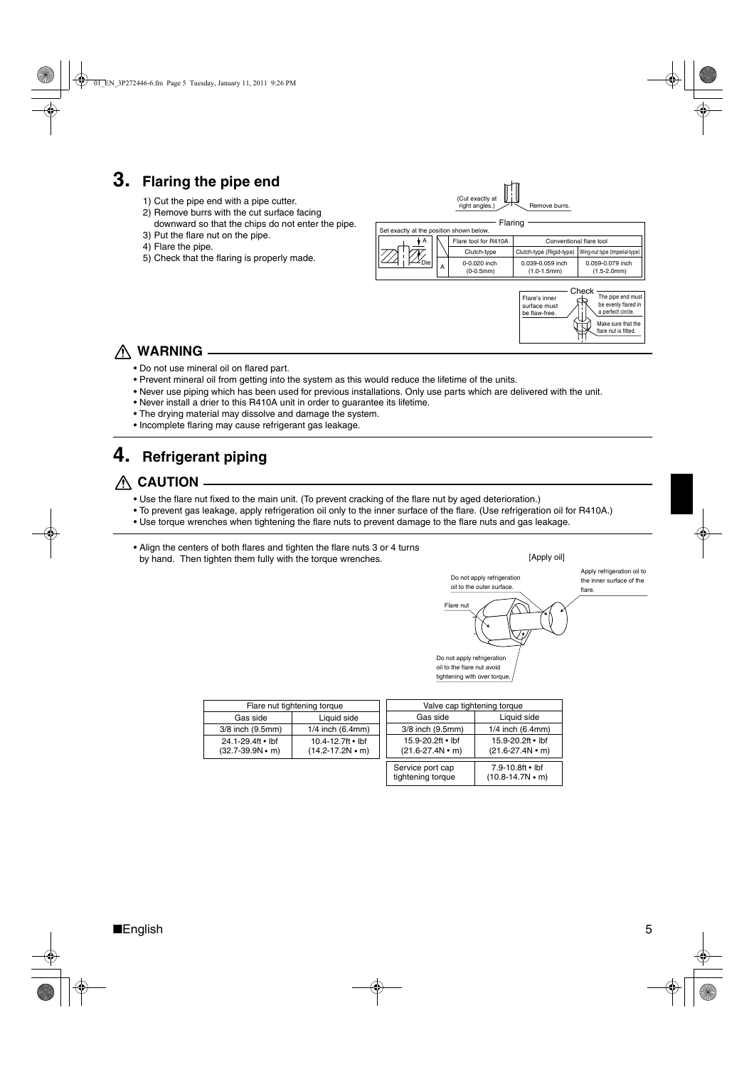## 3. Flaring the pipe end

1) Cut the pipe end with a pipe cutter.
2) Remove burrs with the cut surface facing downward so that the chips do not enter the pipe.
3) Put the flare nut on the pipe.
4) Flare the pipe.
5) Check that the flaring is properly made.

(Cut exactly at right angles.) Remove burrs.

Flaring

Set exactly at the position shown below.

| | Flare tool for R410A | Conventional flare tool | |
|---|---|---|---|
| | Clutch-type | Clutch-type (Rigid-type) | Wing-nut type (Imperial-type) |
| A | 0-0.020 inch (0-0.5mm) | 0.039-0.059 inch (1.0-1.5mm) | 0.059-0.079 inch (1.5-2.0mm) |

Check

Flare's inner surface must be flaw-free.

The pipe end must be evenly flared in a perfect circle.

Make sure that the flare nut is fitted.

### ⚠ WARNING

- Do not use mineral oil on flared part.
- Prevent mineral oil from getting into the system as this would reduce the lifetime of the units.
- Never use piping which has been used for previous installations. Only use parts which are delivered with the unit.
- Never install a drier to this R410A unit in order to guarantee its lifetime.
- The drying material may dissolve and damage the system.
- Incomplete flaring may cause refrigerant gas leakage.

## 4. Refrigerant piping

### ⚠ CAUTION

- Use the flare nut fixed to the main unit. (To prevent cracking of the flare nut by aged deterioration.)
- To prevent gas leakage, apply refrigeration oil only to the inner surface of the flare. (Use refrigeration oil for R410A.)
- Use torque wrenches when tightening the flare nuts to prevent damage to the flare nuts and gas leakage.

- Align the centers of both flares and tighten the flare nuts 3 or 4 turns by hand. Then tighten them fully with the torque wrenches.

[Apply oil]

Do not apply refrigeration oil to the outer surface.

Apply refrigeration oil to the inner surface of the flare.

Flare nut

Do not apply refrigeration oil to the flare nut avoid tightening with over torque.

| Flare nut tightening torque | |
|---|---|
| Gas side | Liquid side |
| 3/8 inch (9.5mm) | 1/4 inch (6.4mm) |
| 24.1-29.4ft • lbf (32.7-39.9N • m) | 10.4-12.7ft • lbf (14.2-17.2N • m) |

| Valve cap tightening torque | |
|---|---|
| Gas side | Liquid side |
| 3/8 inch (9.5mm) | 1/4 inch (6.4mm) |
| 15.9-20.2ft • lbf (21.6-27.4N • m) | 15.9-20.2ft • lbf (21.6-27.4N • m) |

| Service port cap tightening torque | 7.9-10.8ft • lbf (10.8-14.7N • m) |
|---|---|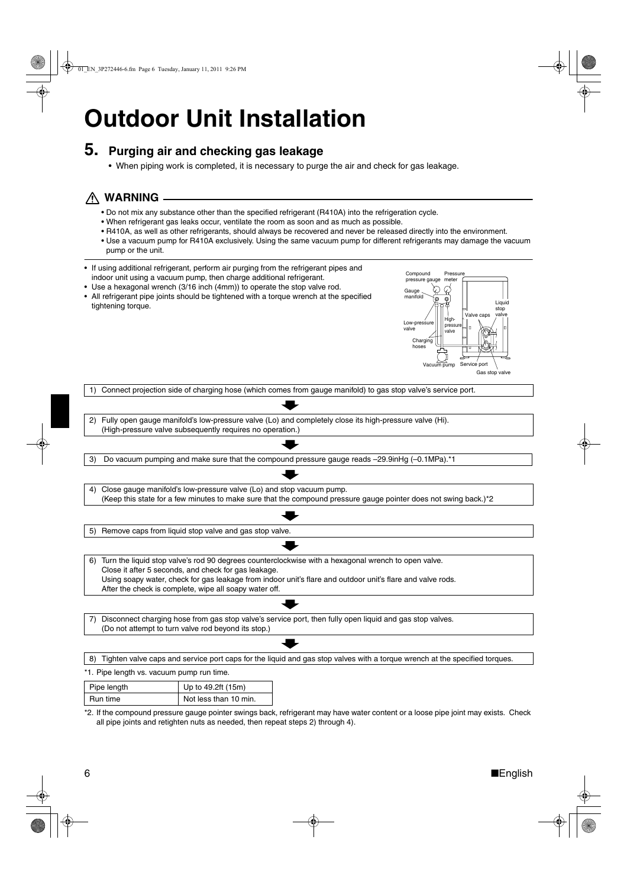# Outdoor Unit Installation

## 5. Purging air and checking gas leakage

- When piping work is completed, it is necessary to purge the air and check for gas leakage.

### ⚠ WARNING

- Do not mix any substance other than the specified refrigerant (R410A) into the refrigeration cycle.
- When refrigerant gas leaks occur, ventilate the room as soon and as much as possible.
- R410A, as well as other refrigerants, should always be recovered and never be released directly into the environment.
- Use a vacuum pump for R410A exclusively. Using the same vacuum pump for different refrigerants may damage the vacuum pump or the unit.

- If using additional refrigerant, perform air purging from the refrigerant pipes and indoor unit using a vacuum pump, then charge additional refrigerant.
- Use a hexagonal wrench (3/16 inch (4mm)) to operate the stop valve rod.
- All refrigerant pipe joints should be tightened with a torque wrench at the specified tightening torque.

Compound pressure gauge, Pressure meter, Gauge manifold, Low-pressure valve, High-pressure valve, Charging hoses, Vacuum pump, Service port, Valve caps, Liquid stop valve, Gas stop valve

1) Connect projection side of charging hose (which comes from gauge manifold) to gas stop valve's service port.

2) Fully open gauge manifold's low-pressure valve (Lo) and completely close its high-pressure valve (Hi).
(High-pressure valve subsequently requires no operation.)

3) Do vacuum pumping and make sure that the compound pressure gauge reads –29.9inHg (–0.1MPa).*1

4) Close gauge manifold's low-pressure valve (Lo) and stop vacuum pump.
(Keep this state for a few minutes to make sure that the compound pressure gauge pointer does not swing back.)*2

5) Remove caps from liquid stop valve and gas stop valve.

6) Turn the liquid stop valve's rod 90 degrees counterclockwise with a hexagonal wrench to open valve.
Close it after 5 seconds, and check for gas leakage.
Using soapy water, check for gas leakage from indoor unit's flare and outdoor unit's flare and valve rods.
After the check is complete, wipe all soapy water off.

7) Disconnect charging hose from gas stop valve's service port, then fully open liquid and gas stop valves.
(Do not attempt to turn valve rod beyond its stop.)

8) Tighten valve caps and service port caps for the liquid and gas stop valves with a torque wrench at the specified torques.

*1. Pipe length vs. vacuum pump run time.

| Pipe length | Up to 49.2ft (15m) |
|---|---|
| Run time | Not less than 10 min. |

*2. If the compound pressure gauge pointer swings back, refrigerant may have water content or a loose pipe joint may exists. Check all pipe joints and retighten nuts as needed, then repeat steps 2) through 4).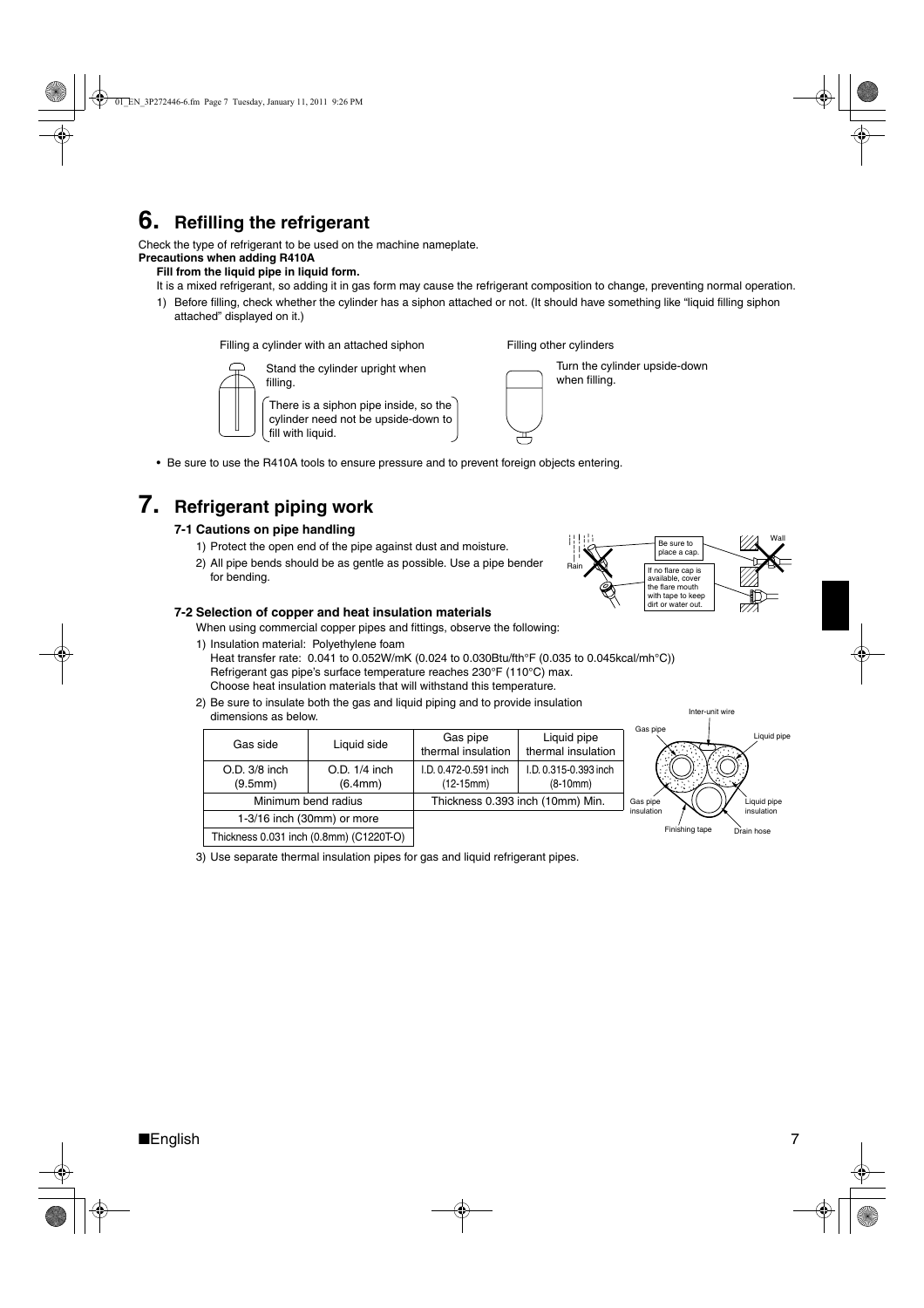# 6. Refilling the refrigerant

Check the type of refrigerant to be used on the machine nameplate.

**Precautions when adding R410A**

**Fill from the liquid pipe in liquid form.**

It is a mixed refrigerant, so adding it in gas form may cause the refrigerant composition to change, preventing normal operation.

1) Before filling, check whether the cylinder has a siphon attached or not. (It should have something like "liquid filling siphon attached" displayed on it.)

Filling a cylinder with an attached siphon

Stand the cylinder upright when filling.

There is a siphon pipe inside, so the cylinder need not be upside-down to fill with liquid.

Filling other cylinders

Turn the cylinder upside-down when filling.

- Be sure to use the R410A tools to ensure pressure and to prevent foreign objects entering.

# 7. Refrigerant piping work

### 7-1 Cautions on pipe handling

1) Protect the open end of the pipe against dust and moisture.
2) All pipe bends should be as gentle as possible. Use a pipe bender for bending.

Rain | Be sure to place a cap. | If no flare cap is available, cover the flare mouth with tape to keep dirt or water out. | Wall

### 7-2 Selection of copper and heat insulation materials

When using commercial copper pipes and fittings, observe the following:

1) Insulation material: Polyethylene foam
   Heat transfer rate: 0.041 to 0.052W/mK (0.024 to 0.030Btu/fth°F (0.035 to 0.045kcal/mh°C))
   Refrigerant gas pipe's surface temperature reaches 230°F (110°C) max.
   Choose heat insulation materials that will withstand this temperature.
2) Be sure to insulate both the gas and liquid piping and to provide insulation dimensions as below.

| Gas side | Liquid side | Gas pipe thermal insulation | Liquid pipe thermal insulation |
|---|---|---|---|
| O.D. 3/8 inch (9.5mm) | O.D. 1/4 inch (6.4mm) | I.D. 0.472-0.591 inch (12-15mm) | I.D. 0.315-0.393 inch (8-10mm) |
| Minimum bend radius | | Thickness 0.393 inch (10mm) Min. | |
| 1-3/16 inch (30mm) or more | | | |
| Thickness 0.031 inch (0.8mm) (C1220T-O) | | | |

Inter-unit wire, Gas pipe, Liquid pipe, Gas pipe insulation, Liquid pipe insulation, Finishing tape, Drain hose

3) Use separate thermal insulation pipes for gas and liquid refrigerant pipes.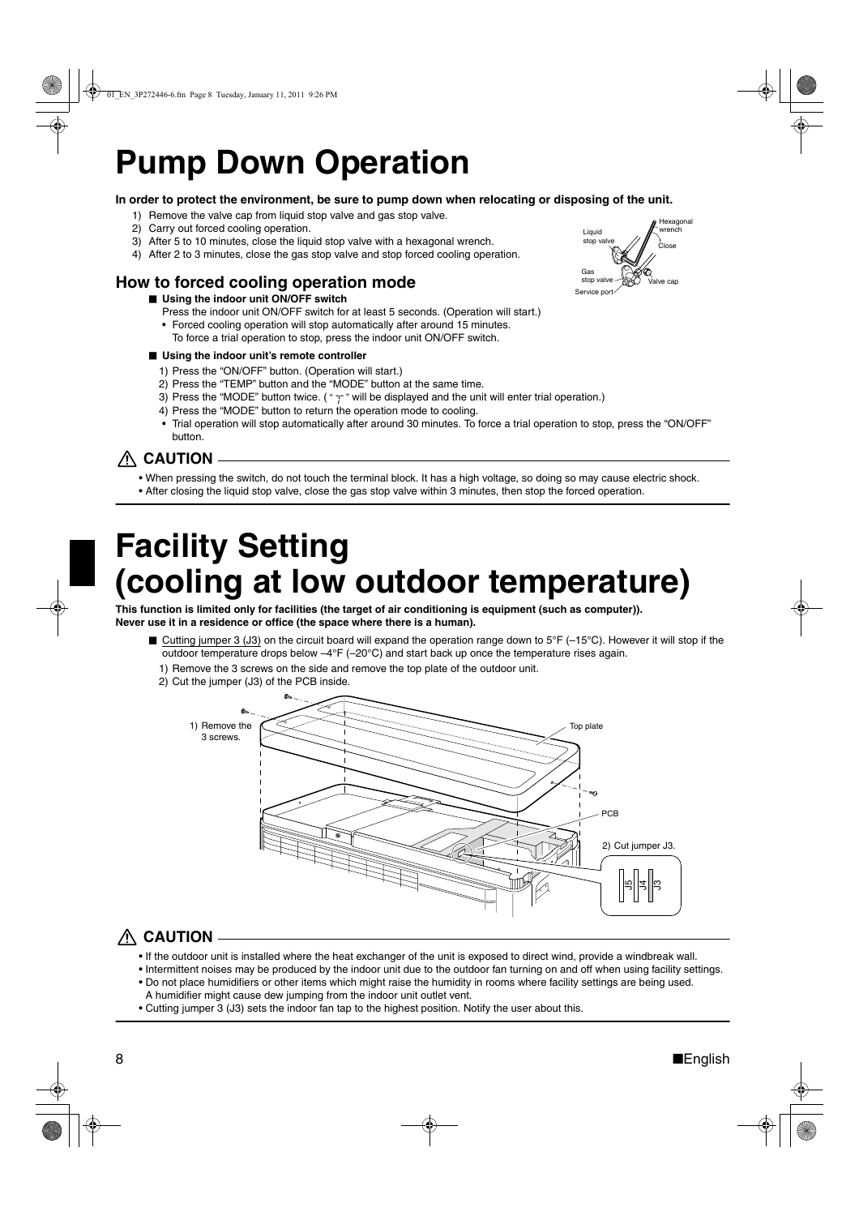# Pump Down Operation

**In order to protect the environment, be sure to pump down when relocating or disposing of the unit.**

1) Remove the valve cap from liquid stop valve and gas stop valve.
2) Carry out forced cooling operation.
3) After 5 to 10 minutes, close the liquid stop valve with a hexagonal wrench.
4) After 2 to 3 minutes, close the gas stop valve and stop forced cooling operation.

Liquid stop valve / Hexagonal wrench / Close / Gas stop valve / Valve cap / Service port

## How to forced cooling operation mode

■ **Using the indoor unit ON/OFF switch**

Press the indoor unit ON/OFF switch for at least 5 seconds. (Operation will start.)

- Forced cooling operation will stop automatically after around 15 minutes. To force a trial operation to stop, press the indoor unit ON/OFF switch.

■ **Using the indoor unit's remote controller**

1) Press the "ON/OFF" button. (Operation will start.)
2) Press the "TEMP" button and the "MODE" button at the same time.
3) Press the "MODE" button twice. ( " T " will be displayed and the unit will enter trial operation.)
4) Press the "MODE" button to return the operation mode to cooling.

- Trial operation will stop automatically after around 30 minutes. To force a trial operation to stop, press the "ON/OFF" button.

**⚠ CAUTION**

- When pressing the switch, do not touch the terminal block. It has a high voltage, so doing so may cause electric shock.
- After closing the liquid stop valve, close the gas stop valve within 3 minutes, then stop the forced operation.

# Facility Setting (cooling at low outdoor temperature)

**This function is limited only for facilities (the target of air conditioning is equipment (such as computer)). Never use it in a residence or office (the space where there is a human).**

■ Cutting jumper 3 (J3) on the circuit board will expand the operation range down to 5°F (–15°C). However it will stop if the outdoor temperature drops below –4°F (–20°C) and start back up once the temperature rises again.

1) Remove the 3 screws on the side and remove the top plate of the outdoor unit.
2) Cut the jumper (J3) of the PCB inside.

1) Remove the 3 screws. / Top plate / PCB / 2) Cut jumper J3. / J5 J4 J3

**⚠ CAUTION**

- If the outdoor unit is installed where the heat exchanger of the unit is exposed to direct wind, provide a windbreak wall.
- Intermittent noises may be produced by the indoor unit due to the outdoor fan turning on and off when using facility settings.
- Do not place humidifiers or other items which might raise the humidity in rooms where facility settings are being used. A humidifier might cause dew jumping from the indoor unit outlet vent.
- Cutting jumper 3 (J3) sets the indoor fan tap to the highest position. Notify the user about this.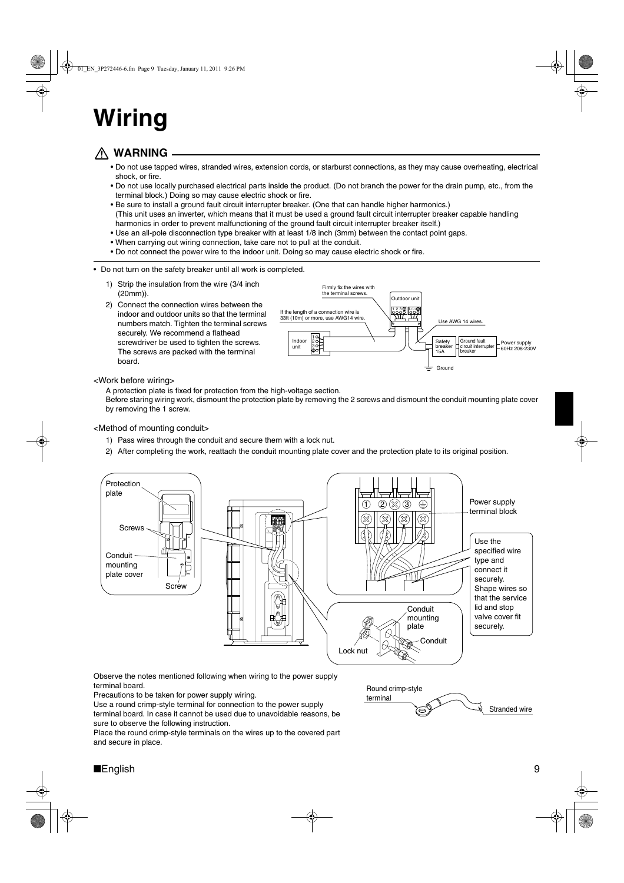# Wiring

## ⚠ WARNING

- Do not use tapped wires, stranded wires, extension cords, or starburst connections, as they may cause overheating, electrical shock, or fire.
- Do not use locally purchased electrical parts inside the product. (Do not branch the power for the drain pump, etc., from the terminal block.) Doing so may cause electric shock or fire.
- Be sure to install a ground fault circuit interrupter breaker. (One that can handle higher harmonics.) (This unit uses an inverter, which means that it must be used a ground fault circuit interrupter breaker capable handling harmonics in order to prevent malfunctioning of the ground fault circuit interrupter breaker itself.)
- Use an all-pole disconnection type breaker with at least 1/8 inch (3mm) between the contact point gaps.
- When carrying out wiring connection, take care not to pull at the conduit.
- Do not connect the power wire to the indoor unit. Doing so may cause electric shock or fire.

---

- Do not turn on the safety breaker until all work is completed.

1) Strip the insulation from the wire (3/4 inch (20mm)).
2) Connect the connection wires between the indoor and outdoor units so that the terminal numbers match. Tighten the terminal screws securely. We recommend a flathead screwdriver be used to tighten the screws. The screws are packed with the terminal board.

Firmly fix the wires with the terminal screws.
Outdoor unit
If the length of a connection wire is 33ft (10m) or more, use AWG14 wire.
Use AWG 14 wires.
Indoor unit
Safety breaker 15A
Ground fault circuit interrupter breaker
Power supply 60Hz 208-230V
Ground

<Work before wiring>

A protection plate is fixed for protection from the high-voltage section.
Before staring wiring work, dismount the protection plate by removing the 2 screws and dismount the conduit mounting plate cover by removing the 1 screw.

<Method of mounting conduit>

1) Pass wires through the conduit and secure them with a lock nut.
2) After completing the work, reattach the conduit mounting plate cover and the protection plate to its original position.

Protection plate
Screws
Conduit mounting plate cover
Screw
Power supply terminal block
Use the specified wire type and connect it securely. Shape wires so that the service lid and stop valve cover fit securely.
Conduit mounting plate
Conduit
Lock nut

Observe the notes mentioned following when wiring to the power supply terminal board.
Precautions to be taken for power supply wiring.
Use a round crimp-style terminal for connection to the power supply terminal board. In case it cannot be used due to unavoidable reasons, be sure to observe the following instruction.
Place the round crimp-style terminals on the wires up to the covered part and secure in place.

Round crimp-style terminal
Stranded wire

■English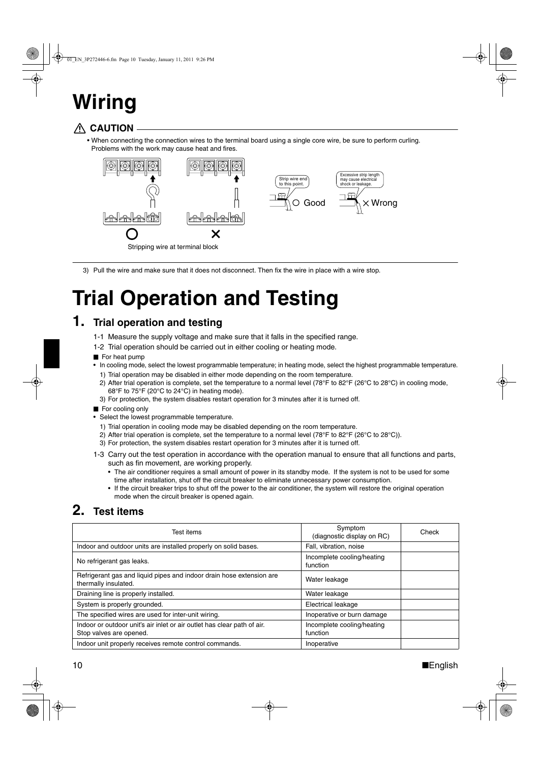# Wiring

> ⚠ **CAUTION**
>
> - When connecting the connection wires to the terminal board using a single core wire, be sure to perform curling. Problems with the work may cause heat and fires.
>
> Strip wire end to this point. ○ Good
>
> Excessive strip length may cause electrical shock or leakage. × Wrong
>
> Stripping wire at terminal block

3) Pull the wire and make sure that it does not disconnect. Then fix the wire in place with a wire stop.

# Trial Operation and Testing

## 1. Trial operation and testing

1-1 Measure the supply voltage and make sure that it falls in the specified range.

1-2 Trial operation should be carried out in either cooling or heating mode.

■ For heat pump

- In cooling mode, select the lowest programmable temperature; in heating mode, select the highest programmable temperature.
  1) Trial operation may be disabled in either mode depending on the room temperature.
  2) After trial operation is complete, set the temperature to a normal level (78°F to 82°F (26°C to 28°C) in cooling mode, 68°F to 75°F (20°C to 24°C) in heating mode).
  3) For protection, the system disables restart operation for 3 minutes after it is turned off.

■ For cooling only

- Select the lowest programmable temperature.
  1) Trial operation in cooling mode may be disabled depending on the room temperature.
  2) After trial operation is complete, set the temperature to a normal level (78°F to 82°F (26°C to 28°C)).
  3) For protection, the system disables restart operation for 3 minutes after it is turned off.

1-3 Carry out the test operation in accordance with the operation manual to ensure that all functions and parts, such as fin movement, are working properly.

- The air conditioner requires a small amount of power in its standby mode. If the system is not to be used for some time after installation, shut off the circuit breaker to eliminate unnecessary power consumption.
- If the circuit breaker trips to shut off the power to the air conditioner, the system will restore the original operation mode when the circuit breaker is opened again.

## 2. Test items

| Test items | Symptom (diagnostic display on RC) | Check |
|---|---|---|
| Indoor and outdoor units are installed properly on solid bases. | Fall, vibration, noise | |
| No refrigerant gas leaks. | Incomplete cooling/heating function | |
| Refrigerant gas and liquid pipes and indoor drain hose extension are thermally insulated. | Water leakage | |
| Draining line is properly installed. | Water leakage | |
| System is properly grounded. | Electrical leakage | |
| The specified wires are used for inter-unit wiring. | Inoperative or burn damage | |
| Indoor or outdoor unit's air inlet or air outlet has clear path of air. Stop valves are opened. | Incomplete cooling/heating function | |
| Indoor unit properly receives remote control commands. | Inoperative | |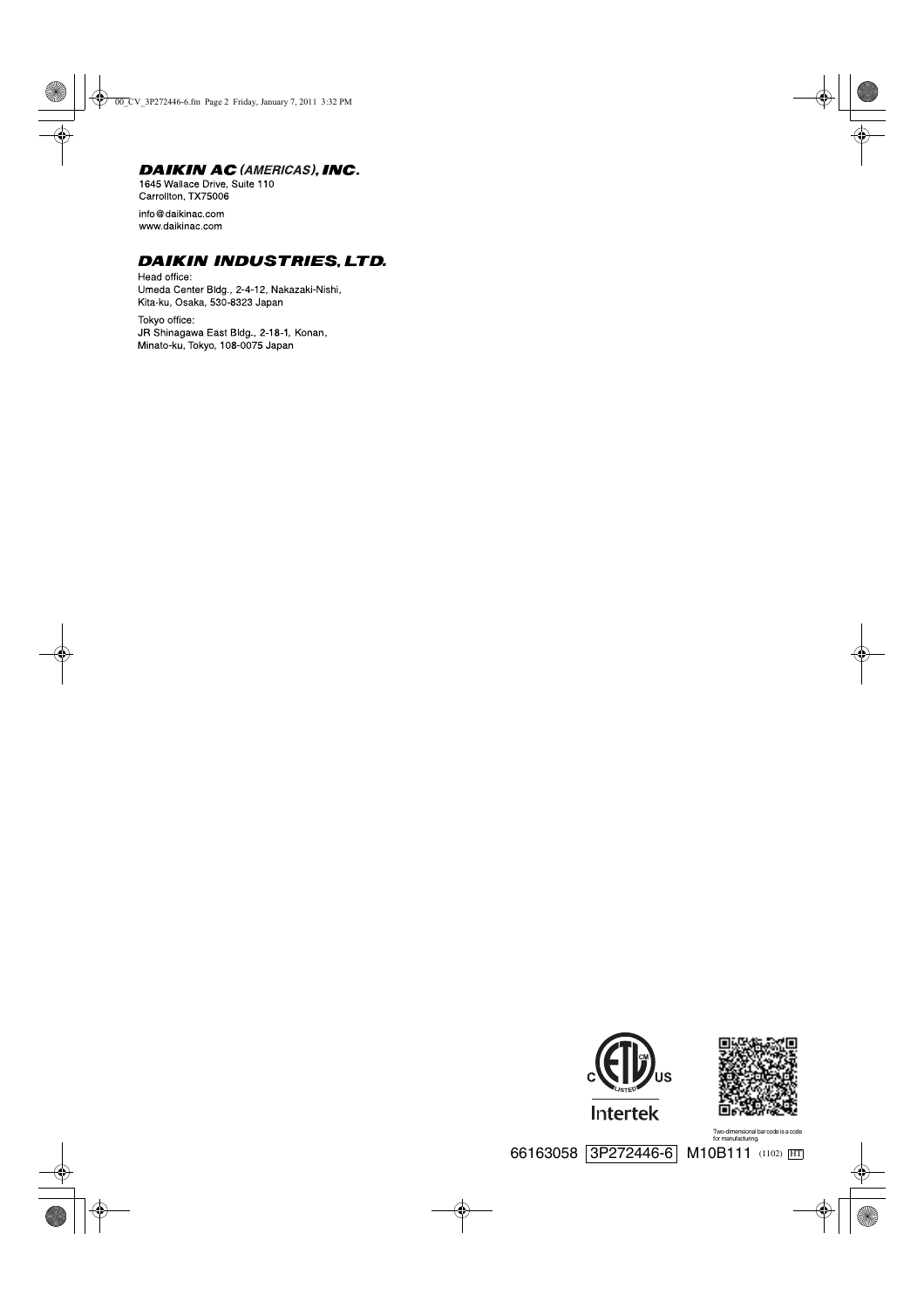**DAIKIN AC** *(AMERICAS)*, **INC.**

1645 Wallace Drive, Suite 110
Carrollton, TX75006

info@daikinac.com
www.daikinac.com

**DAIKIN INDUSTRIES, LTD.**

Head office:
Umeda Center Bldg., 2-4-12, Nakazaki-Nishi,
Kita-ku, Osaka, 530-8323 Japan

Tokyo office:
JR Shinagawa East Bldg., 2-18-1, Konan,
Minato-ku, Tokyo, 108-0075 Japan

Intertek

Two-dimensional bar code is a code for manufacturing.

66163058 3P272446-6 M10B111 (1102) HT